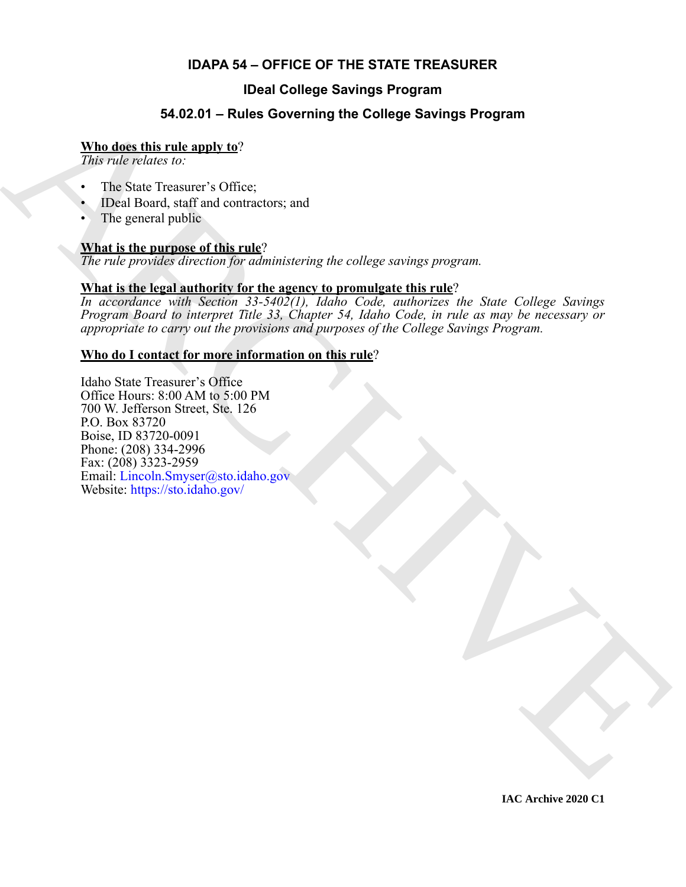# IDAPA 54 – OFFICE OF THE STATE TREASURER

## IDeal College Savings Program

## 54.02.01 – Rules Governing the College Savings Program

**Who does this rule apply to**?

*This rule relates to:*

- The State Treasurer's Office;
- IDeal Board, staff and contractors; and
- The general public

**What is the purpose of this rule**?

*The rule provides direction for administering the college savings program.*

**What is the legal authority for the agency to promulgate this rule**?

*In accordance with Section 33-5402(1), Idaho Code, authorizes the State College Savings Program Board to interpret Title 33, Chapter 54, Idaho Code, in rule as may be necessary or appropriate to carry out the provisions and purposes of the College Savings Program.*

**Who do I contact for more information on this rule**?

Idaho State Treasurer's Office
Office Hours: 8:00 AM to 5:00 PM
700 W. Jefferson Street, Ste. 126
P.O. Box 83720
Boise, ID 83720-0091
Phone: (208) 334-2996
Fax: (208) 3323-2959
Email: Lincoln.Smyser@sto.idaho.gov
Website: https://sto.idaho.gov/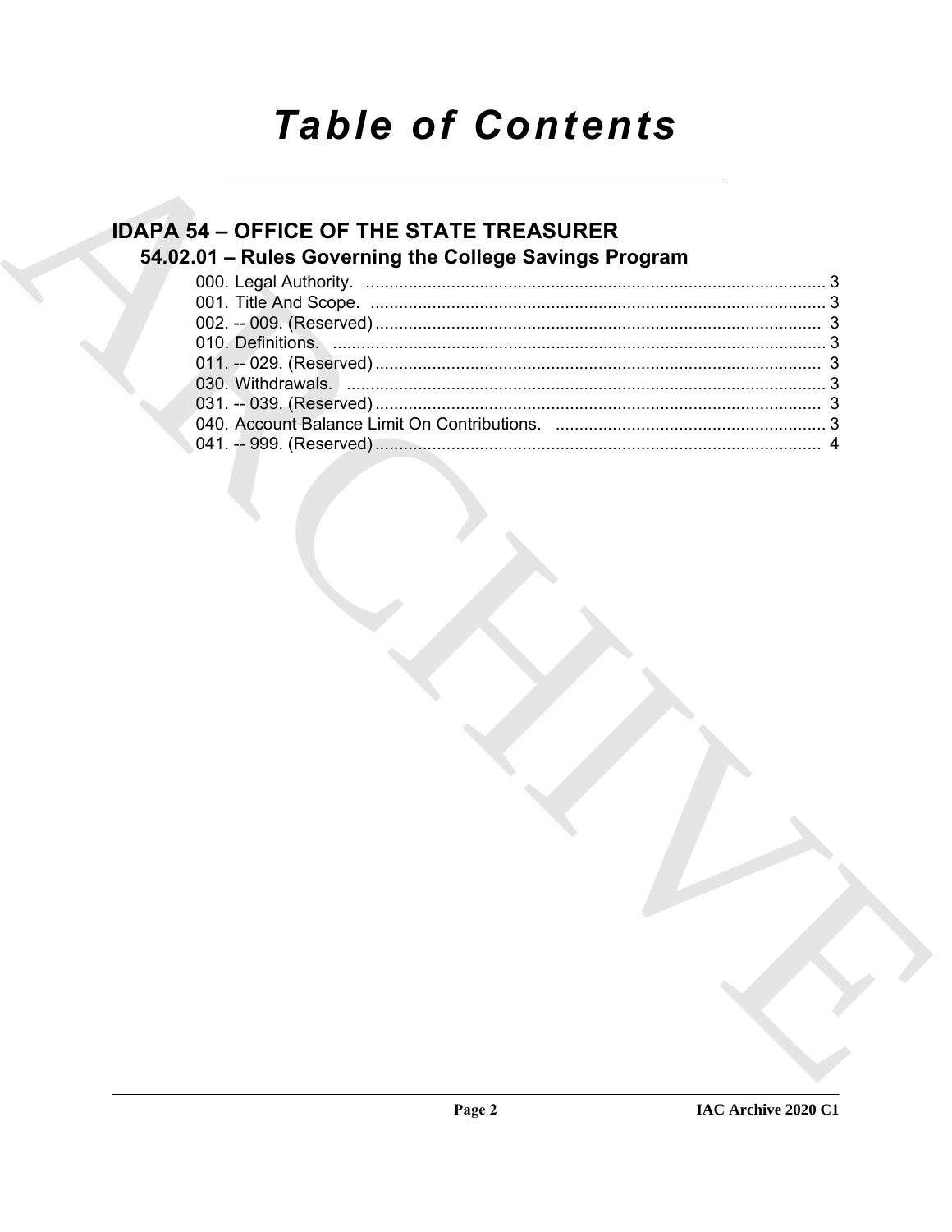# Table of Contents

## IDAPA 54 – OFFICE OF THE STATE TREASURER

### 54.02.01 – Rules Governing the College Savings Program

000. Legal Authority. ........................................................................................ 3
001. Title And Scope. ........................................................................................ 3
002. -- 009. (Reserved) ........................................................................................ 3
010. Definitions. ........................................................................................ 3
011. -- 029. (Reserved) ........................................................................................ 3
030. Withdrawals. ........................................................................................ 3
031. -- 039. (Reserved) ........................................................................................ 3
040. Account Balance Limit On Contributions. ........................................................ 3
041. -- 999. (Reserved) ........................................................................................ 4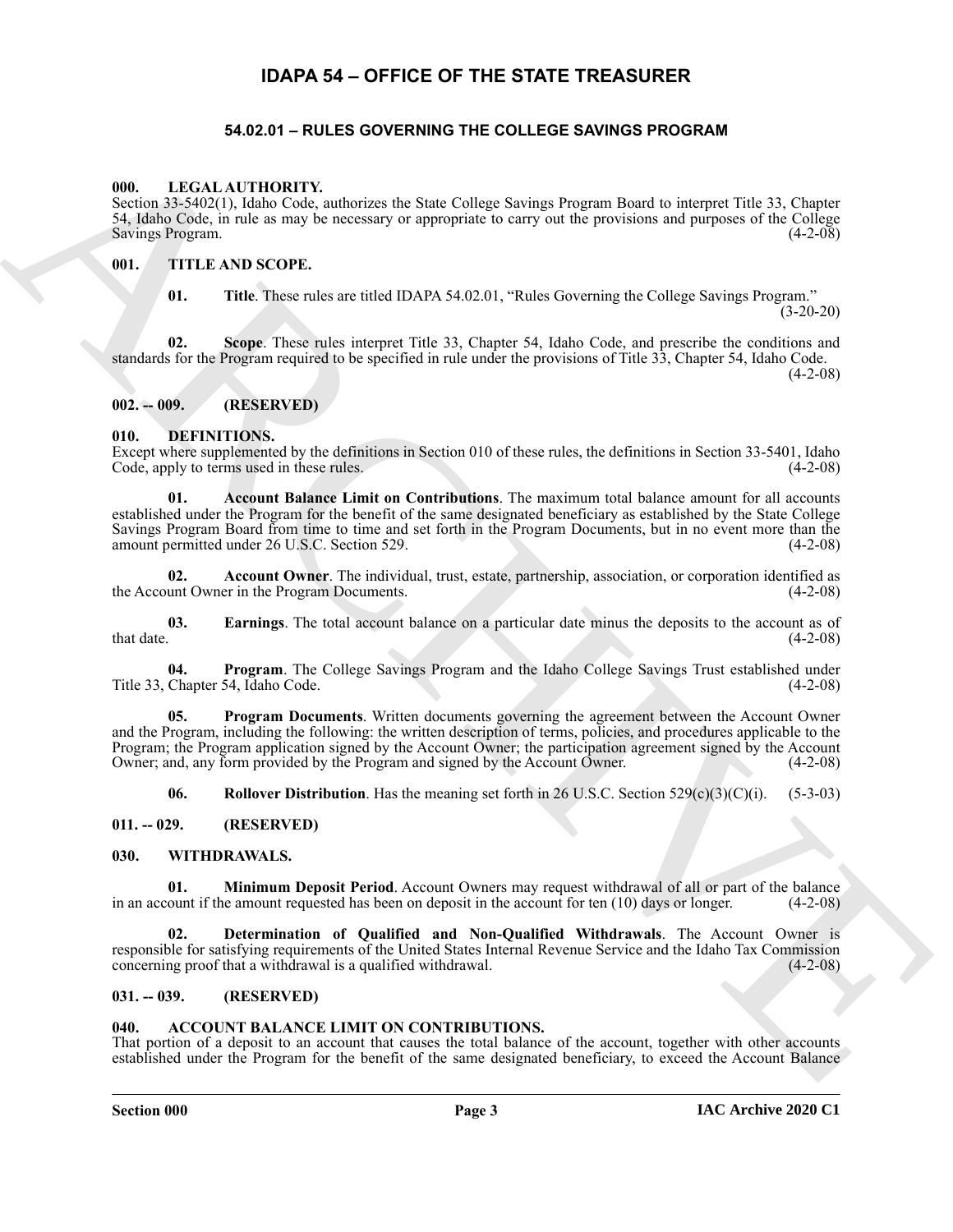# IDAPA 54 – OFFICE OF THE STATE TREASURER

## 54.02.01 – RULES GOVERNING THE COLLEGE SAVINGS PROGRAM

### 000. LEGAL AUTHORITY.

Section 33-5402(1), Idaho Code, authorizes the State College Savings Program Board to interpret Title 33, Chapter 54, Idaho Code, in rule as may be necessary or appropriate to carry out the provisions and purposes of the College Savings Program. (4-2-08)

### 001. TITLE AND SCOPE.

**01. Title**. These rules are titled IDAPA 54.02.01, "Rules Governing the College Savings Program." (3-20-20)

**02. Scope**. These rules interpret Title 33, Chapter 54, Idaho Code, and prescribe the conditions and standards for the Program required to be specified in rule under the provisions of Title 33, Chapter 54, Idaho Code. (4-2-08)

### 002. -- 009. (RESERVED)

### 010. DEFINITIONS.

Except where supplemented by the definitions in Section 010 of these rules, the definitions in Section 33-5401, Idaho Code, apply to terms used in these rules. (4-2-08)

**01. Account Balance Limit on Contributions**. The maximum total balance amount for all accounts established under the Program for the benefit of the same designated beneficiary as established by the State College Savings Program Board from time to time and set forth in the Program Documents, but in no event more than the amount permitted under 26 U.S.C. Section 529. (4-2-08)

**02. Account Owner**. The individual, trust, estate, partnership, association, or corporation identified as the Account Owner in the Program Documents. (4-2-08)

**03. Earnings**. The total account balance on a particular date minus the deposits to the account as of that date. (4-2-08)

**04. Program**. The College Savings Program and the Idaho College Savings Trust established under Title 33, Chapter 54, Idaho Code. (4-2-08)

**05. Program Documents**. Written documents governing the agreement between the Account Owner and the Program, including the following: the written description of terms, policies, and procedures applicable to the Program; the Program application signed by the Account Owner; the participation agreement signed by the Account Owner; and, any form provided by the Program and signed by the Account Owner. (4-2-08)

**06. Rollover Distribution**. Has the meaning set forth in 26 U.S.C. Section 529(c)(3)(C)(i). (5-3-03)

### 011. -- 029. (RESERVED)

### 030. WITHDRAWALS.

**01. Minimum Deposit Period**. Account Owners may request withdrawal of all or part of the balance in an account if the amount requested has been on deposit in the account for ten (10) days or longer. (4-2-08)

**02. Determination of Qualified and Non-Qualified Withdrawals**. The Account Owner is responsible for satisfying requirements of the United States Internal Revenue Service and the Idaho Tax Commission concerning proof that a withdrawal is a qualified withdrawal. (4-2-08)

### 031. -- 039. (RESERVED)

### 040. ACCOUNT BALANCE LIMIT ON CONTRIBUTIONS.

That portion of a deposit to an account that causes the total balance of the account, together with other accounts established under the Program for the benefit of the same designated beneficiary, to exceed the Account Balance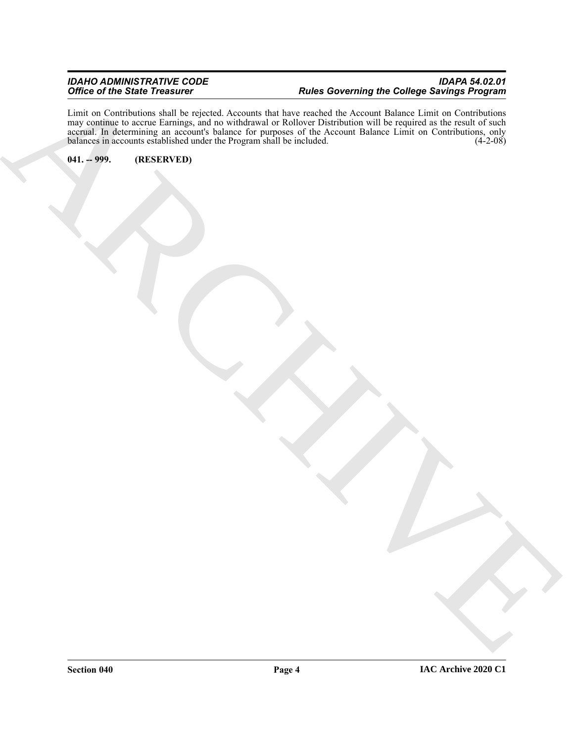Limit on Contributions shall be rejected. Accounts that have reached the Account Balance Limit on Contributions may continue to accrue Earnings, and no withdrawal or Rollover Distribution will be required as the result of such accrual. In determining an account's balance for purposes of the Account Balance Limit on Contributions, only balances in accounts established under the Program shall be included. (4-2-08)

**041. -- 999. (RESERVED)**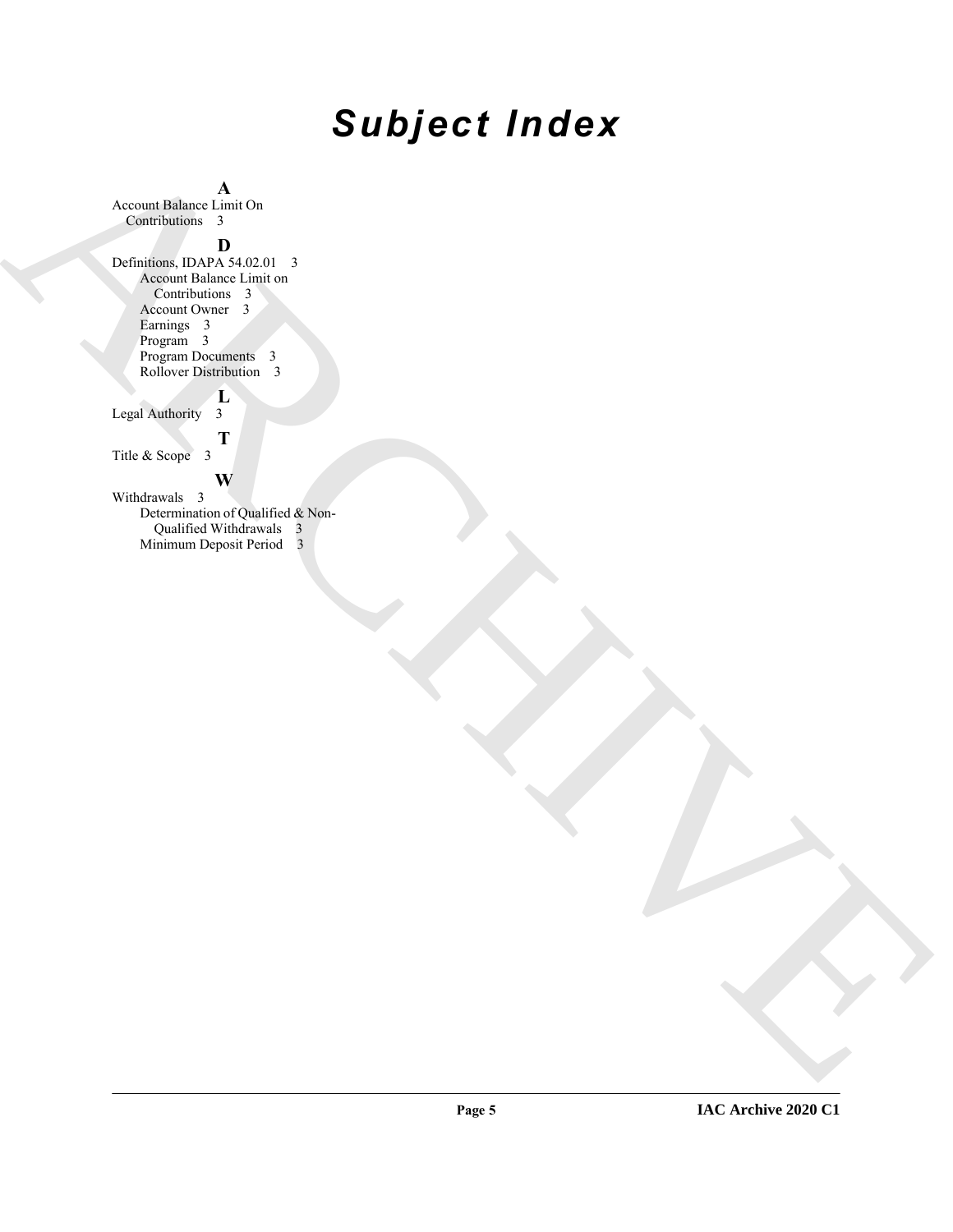# *Subject Index*

**A**

Account Balance Limit On Contributions 3

**D**

Definitions, IDAPA 54.02.01 3
- Account Balance Limit on Contributions 3
- Account Owner 3
- Earnings 3
- Program 3
- Program Documents 3
- Rollover Distribution 3

**L**

Legal Authority 3

**T**

Title & Scope 3

**W**

Withdrawals 3
- Determination of Qualified & Non-Qualified Withdrawals 3
- Minimum Deposit Period 3